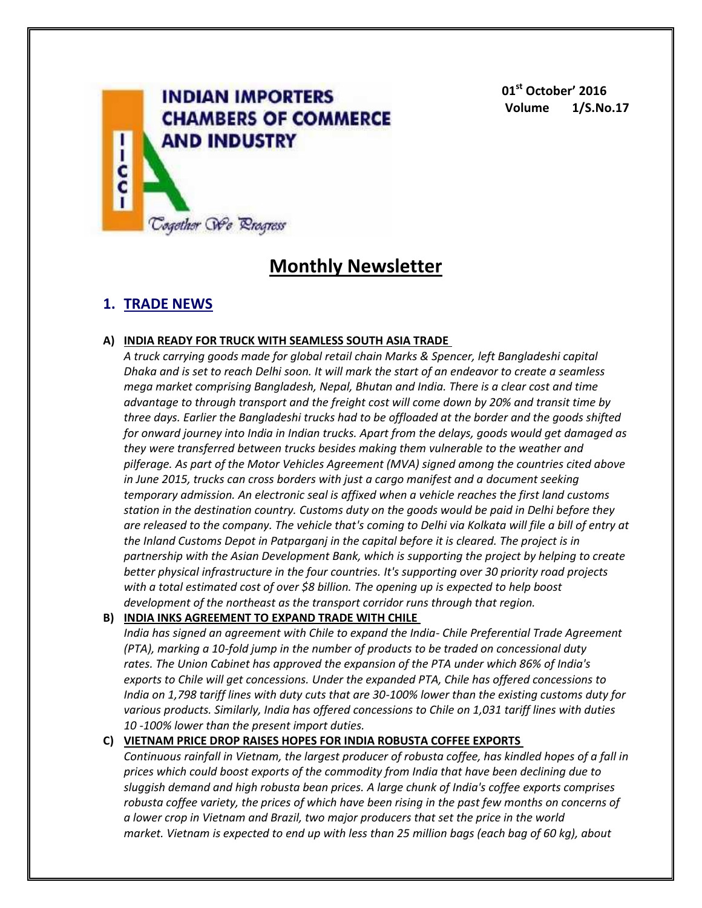**INDIAN IMPORTERS CHAMBERS OF COMMERCE AND INDUSTRY**

IICCI

*Together We Progress*

**01st October' 2016**
**Volume 1/S.No.17**

# Monthly Newsletter

## 1. TRADE NEWS

### A) INDIA READY FOR TRUCK WITH SEAMLESS SOUTH ASIA TRADE

*A truck carrying goods made for global retail chain Marks & Spencer, left Bangladeshi capital Dhaka and is set to reach Delhi soon. It will mark the start of an endeavor to create a seamless mega market comprising Bangladesh, Nepal, Bhutan and India. There is a clear cost and time advantage to through transport and the freight cost will come down by 20% and transit time by three days. Earlier the Bangladeshi trucks had to be offloaded at the border and the goods shifted for onward journey into India in Indian trucks. Apart from the delays, goods would get damaged as they were transferred between trucks besides making them vulnerable to the weather and pilferage. As part of the Motor Vehicles Agreement (MVA) signed among the countries cited above in June 2015, trucks can cross borders with just a cargo manifest and a document seeking temporary admission. An electronic seal is affixed when a vehicle reaches the first land customs station in the destination country. Customs duty on the goods would be paid in Delhi before they are released to the company. The vehicle that's coming to Delhi via Kolkata will file a bill of entry at the Inland Customs Depot in Patparganj in the capital before it is cleared. The project is in partnership with the Asian Development Bank, which is supporting the project by helping to create better physical infrastructure in the four countries. It's supporting over 30 priority road projects with a total estimated cost of over $8 billion. The opening up is expected to help boost development of the northeast as the transport corridor runs through that region.*

### B) INDIA INKS AGREEMENT TO EXPAND TRADE WITH CHILE

*India has signed an agreement with Chile to expand the India- Chile Preferential Trade Agreement (PTA), marking a 10-fold jump in the number of products to be traded on concessional duty rates. The Union Cabinet has approved the expansion of the PTA under which 86% of India's exports to Chile will get concessions. Under the expanded PTA, Chile has offered concessions to India on 1,798 tariff lines with duty cuts that are 30-100% lower than the existing customs duty for various products. Similarly, India has offered concessions to Chile on 1,031 tariff lines with duties 10 -100% lower than the present import duties.*

### C) VIETNAM PRICE DROP RAISES HOPES FOR INDIA ROBUSTA COFFEE EXPORTS

*Continuous rainfall in Vietnam, the largest producer of robusta coffee, has kindled hopes of a fall in prices which could boost exports of the commodity from India that have been declining due to sluggish demand and high robusta bean prices. A large chunk of India's coffee exports comprises robusta coffee variety, the prices of which have been rising in the past few months on concerns of a lower crop in Vietnam and Brazil, two major producers that set the price in the world market. Vietnam is expected to end up with less than 25 million bags (each bag of 60 kg), about*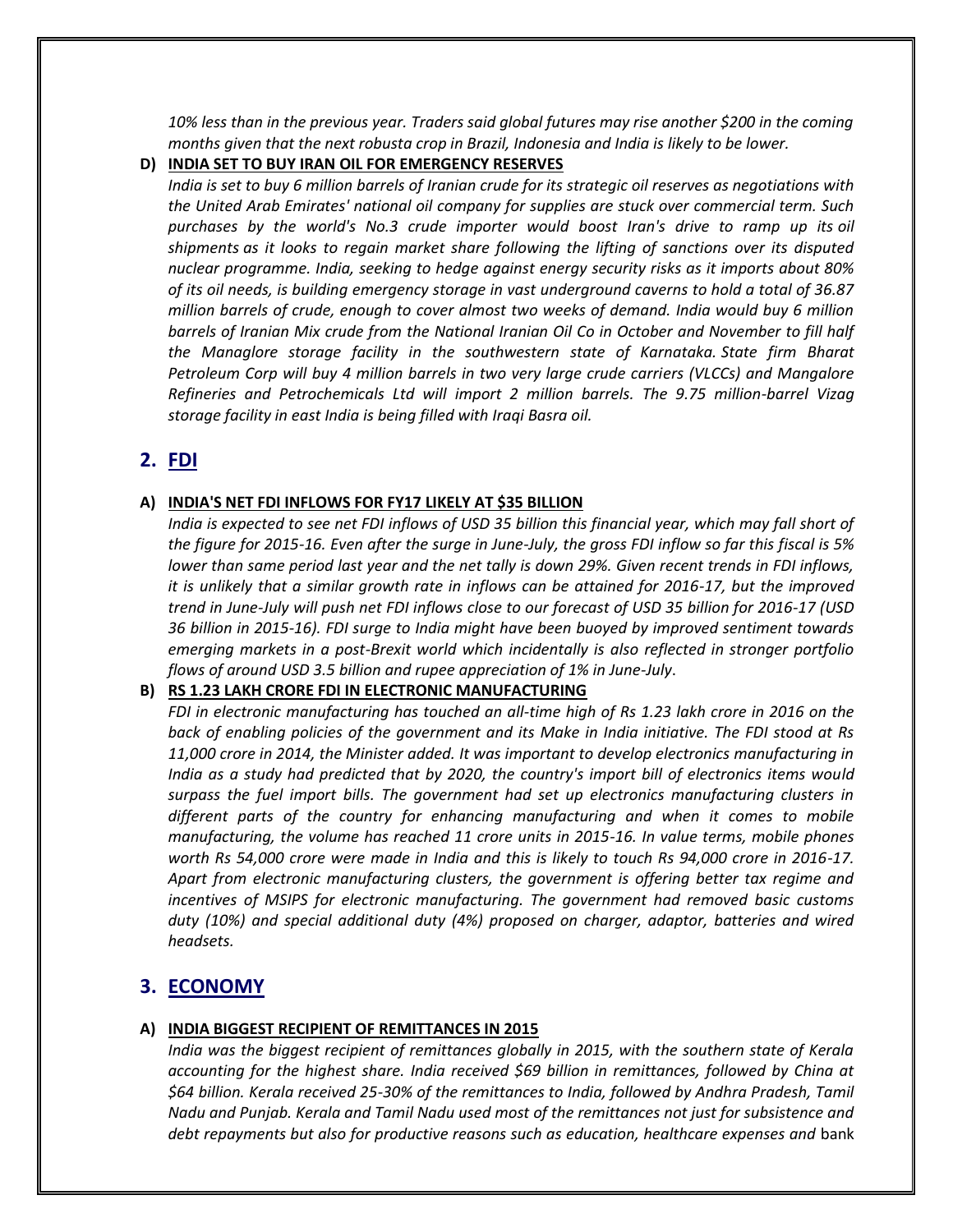*10% less than in the previous year. Traders said global futures may rise another $200 in the coming months given that the next robusta crop in Brazil, Indonesia and India is likely to be lower.*

**D) INDIA SET TO BUY IRAN OIL FOR EMERGENCY RESERVES**

*India is set to buy 6 million barrels of Iranian crude for its strategic oil reserves as negotiations with the United Arab Emirates' national oil company for supplies are stuck over commercial term. Such purchases by the world's No.3 crude importer would boost Iran's drive to ramp up its oil shipments as it looks to regain market share following the lifting of sanctions over its disputed nuclear programme. India, seeking to hedge against energy security risks as it imports about 80% of its oil needs, is building emergency storage in vast underground caverns to hold a total of 36.87 million barrels of crude, enough to cover almost two weeks of demand. India would buy 6 million barrels of Iranian Mix crude from the National Iranian Oil Co in October and November to fill half the Managlore storage facility in the southwestern state of Karnataka. State firm Bharat Petroleum Corp will buy 4 million barrels in two very large crude carriers (VLCCs) and Mangalore Refineries and Petrochemicals Ltd will import 2 million barrels. The 9.75 million-barrel Vizag storage facility in east India is being filled with Iraqi Basra oil.*

## 2. FDI

**A) INDIA'S NET FDI INFLOWS FOR FY17 LIKELY AT $35 BILLION**

*India is expected to see net FDI inflows of USD 35 billion this financial year, which may fall short of the figure for 2015-16. Even after the surge in June-July, the gross FDI inflow so far this fiscal is 5% lower than same period last year and the net tally is down 29%. Given recent trends in FDI inflows, it is unlikely that a similar growth rate in inflows can be attained for 2016-17, but the improved trend in June-July will push net FDI inflows close to our forecast of USD 35 billion for 2016-17 (USD 36 billion in 2015-16). FDI surge to India might have been buoyed by improved sentiment towards emerging markets in a post-Brexit world which incidentally is also reflected in stronger portfolio flows of around USD 3.5 billion and rupee appreciation of 1% in June-July*.

**B) RS 1.23 LAKH CRORE FDI IN ELECTRONIC MANUFACTURING**

*FDI in electronic manufacturing has touched an all-time high of Rs 1.23 lakh crore in 2016 on the back of enabling policies of the government and its Make in India initiative. The FDI stood at Rs 11,000 crore in 2014, the Minister added. It was important to develop electronics manufacturing in India as a study had predicted that by 2020, the country's import bill of electronics items would surpass the fuel import bills. The government had set up electronics manufacturing clusters in different parts of the country for enhancing manufacturing and when it comes to mobile manufacturing, the volume has reached 11 crore units in 2015-16. In value terms, mobile phones worth Rs 54,000 crore were made in India and this is likely to touch Rs 94,000 crore in 2016-17. Apart from electronic manufacturing clusters, the government is offering better tax regime and incentives of MSIPS for electronic manufacturing. The government had removed basic customs duty (10%) and special additional duty (4%) proposed on charger, adaptor, batteries and wired headsets.*

## 3. ECONOMY

**A) INDIA BIGGEST RECIPIENT OF REMITTANCES IN 2015**

*India was the biggest recipient of remittances globally in 2015, with the southern state of Kerala accounting for the highest share. India received $69 billion in remittances, followed by China at $64 billion. Kerala received 25-30% of the remittances to India, followed by Andhra Pradesh, Tamil Nadu and Punjab. Kerala and Tamil Nadu used most of the remittances not just for subsistence and debt repayments but also for productive reasons such as education, healthcare expenses and* bank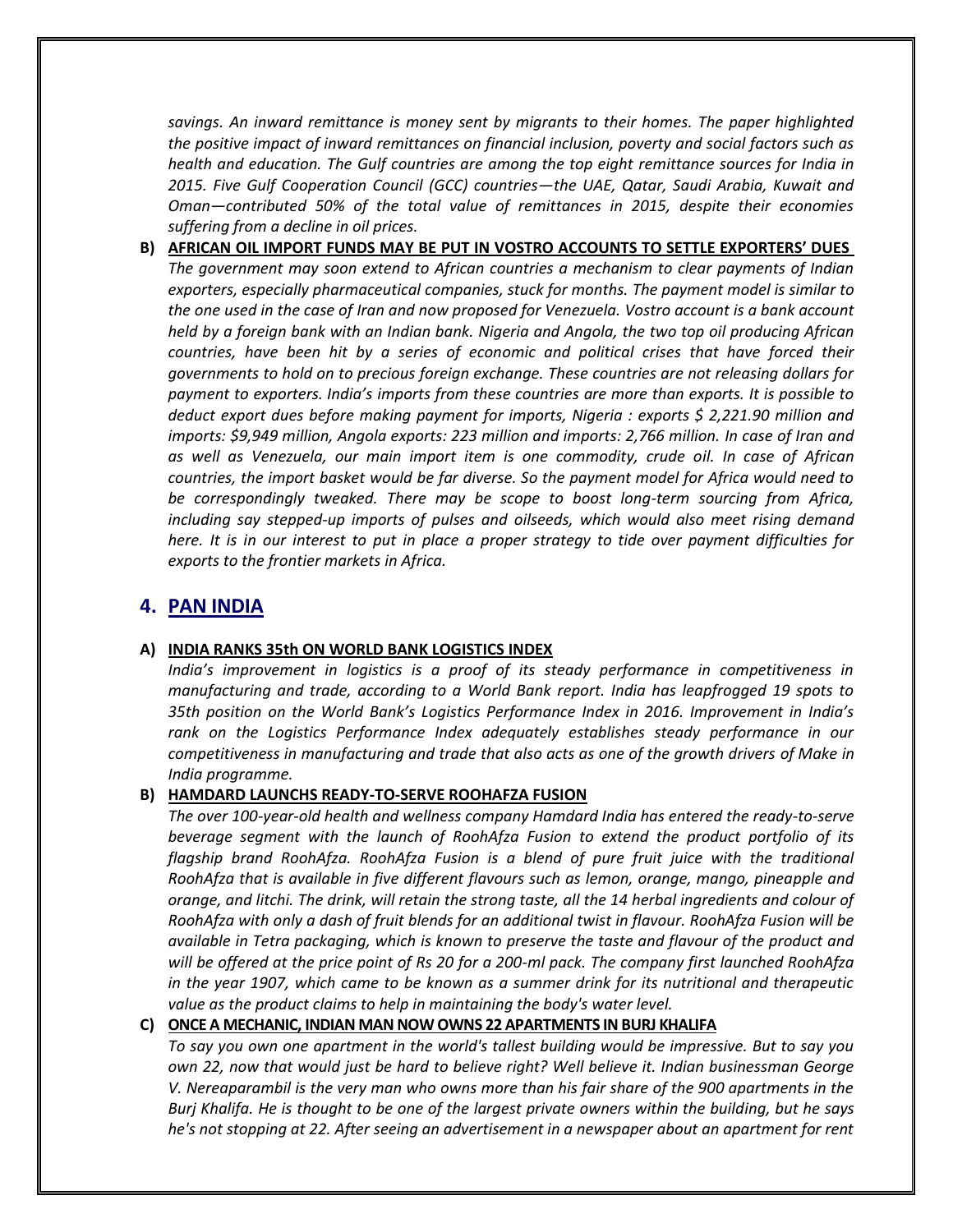*savings. An inward remittance is money sent by migrants to their homes. The paper highlighted the positive impact of inward remittances on financial inclusion, poverty and social factors such as health and education. The Gulf countries are among the top eight remittance sources for India in 2015. Five Gulf Cooperation Council (GCC) countries—the UAE, Qatar, Saudi Arabia, Kuwait and Oman—contributed 50% of the total value of remittances in 2015, despite their economies suffering from a decline in oil prices.*

**B) AFRICAN OIL IMPORT FUNDS MAY BE PUT IN VOSTRO ACCOUNTS TO SETTLE EXPORTERS' DUES**

*The government may soon extend to African countries a mechanism to clear payments of Indian exporters, especially pharmaceutical companies, stuck for months. The payment model is similar to the one used in the case of Iran and now proposed for Venezuela. Vostro account is a bank account held by a foreign bank with an Indian bank. Nigeria and Angola, the two top oil producing African countries, have been hit by a series of economic and political crises that have forced their governments to hold on to precious foreign exchange. These countries are not releasing dollars for payment to exporters. India's imports from these countries are more than exports. It is possible to deduct export dues before making payment for imports, Nigeria : exports $ 2,221.90 million and imports: $9,949 million, Angola exports: 223 million and imports: 2,766 million. In case of Iran and as well as Venezuela, our main import item is one commodity, crude oil. In case of African countries, the import basket would be far diverse. So the payment model for Africa would need to be correspondingly tweaked. There may be scope to boost long-term sourcing from Africa, including say stepped-up imports of pulses and oilseeds, which would also meet rising demand here. It is in our interest to put in place a proper strategy to tide over payment difficulties for exports to the frontier markets in Africa.*

## 4. PAN INDIA

**A) INDIA RANKS 35th ON WORLD BANK LOGISTICS INDEX**

*India's improvement in logistics is a proof of its steady performance in competitiveness in manufacturing and trade, according to a World Bank report. India has leapfrogged 19 spots to 35th position on the World Bank's Logistics Performance Index in 2016. Improvement in India's rank on the Logistics Performance Index adequately establishes steady performance in our competitiveness in manufacturing and trade that also acts as one of the growth drivers of Make in India programme.*

**B) HAMDARD LAUNCHS READY-TO-SERVE ROOHAFZA FUSION**

*The over 100-year-old health and wellness company Hamdard India has entered the ready-to-serve beverage segment with the launch of RoohAfza Fusion to extend the product portfolio of its flagship brand RoohAfza. RoohAfza Fusion is a blend of pure fruit juice with the traditional RoohAfza that is available in five different flavours such as lemon, orange, mango, pineapple and orange, and litchi. The drink, will retain the strong taste, all the 14 herbal ingredients and colour of RoohAfza with only a dash of fruit blends for an additional twist in flavour. RoohAfza Fusion will be available in Tetra packaging, which is known to preserve the taste and flavour of the product and will be offered at the price point of Rs 20 for a 200-ml pack. The company first launched RoohAfza in the year 1907, which came to be known as a summer drink for its nutritional and therapeutic value as the product claims to help in maintaining the body's water level.*

**C) ONCE A MECHANIC, INDIAN MAN NOW OWNS 22 APARTMENTS IN BURJ KHALIFA**

*To say you own one apartment in the world's tallest building would be impressive. But to say you own 22, now that would just be hard to believe right? Well believe it. Indian businessman George V. Nereaparambil is the very man who owns more than his fair share of the 900 apartments in the Burj Khalifa. He is thought to be one of the largest private owners within the building, but he says he's not stopping at 22. After seeing an advertisement in a newspaper about an apartment for rent*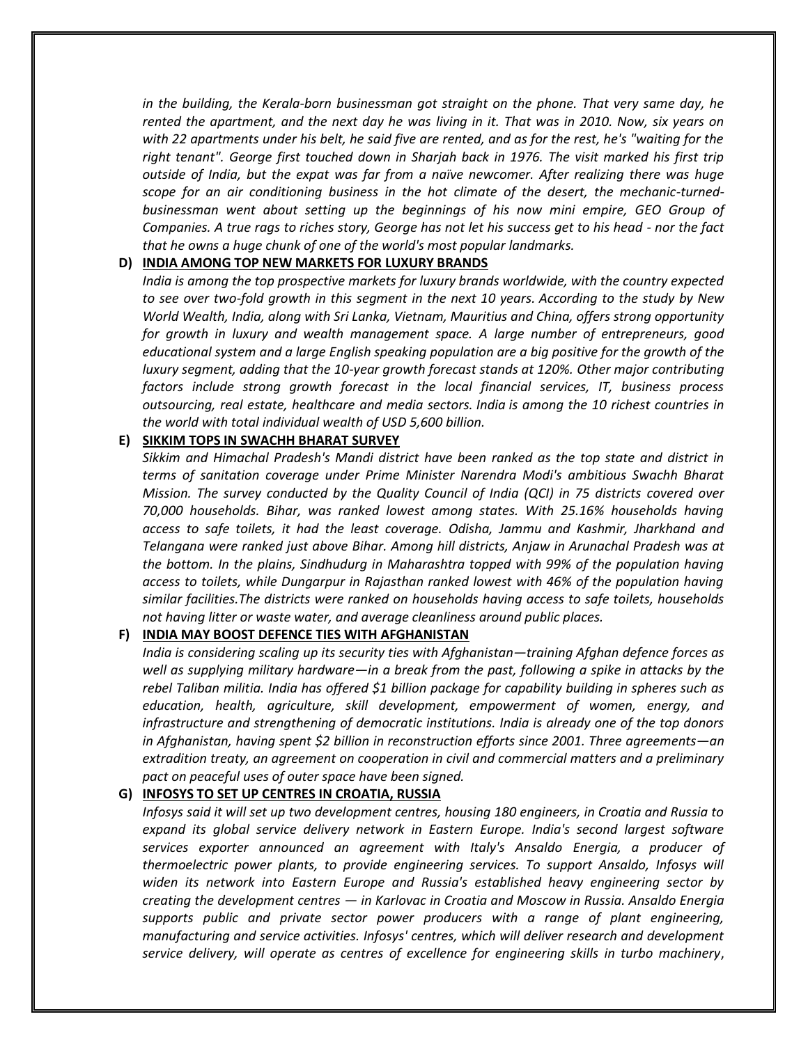*in the building, the Kerala-born businessman got straight on the phone. That very same day, he rented the apartment, and the next day he was living in it. That was in 2010. Now, six years on with 22 apartments under his belt, he said five are rented, and as for the rest, he's "waiting for the right tenant". George first touched down in Sharjah back in 1976. The visit marked his first trip outside of India, but the expat was far from a naïve newcomer. After realizing there was huge scope for an air conditioning business in the hot climate of the desert, the mechanic-turned-businessman went about setting up the beginnings of his now mini empire, GEO Group of Companies. A true rags to riches story, George has not let his success get to his head - nor the fact that he owns a huge chunk of one of the world's most popular landmarks.*

**D) <u>INDIA AMONG TOP NEW MARKETS FOR LUXURY BRANDS</u>**

*India is among the top prospective markets for luxury brands worldwide, with the country expected to see over two-fold growth in this segment in the next 10 years. According to the study by New World Wealth, India, along with Sri Lanka, Vietnam, Mauritius and China, offers strong opportunity for growth in luxury and wealth management space. A large number of entrepreneurs, good educational system and a large English speaking population are a big positive for the growth of the luxury segment, adding that the 10-year growth forecast stands at 120%. Other major contributing factors include strong growth forecast in the local financial services, IT, business process outsourcing, real estate, healthcare and media sectors. India is among the 10 richest countries in the world with total individual wealth of USD 5,600 billion.*

**E) <u>SIKKIM TOPS IN SWACHH BHARAT SURVEY</u>**

*Sikkim and Himachal Pradesh's Mandi district have been ranked as the top state and district in terms of sanitation coverage under Prime Minister Narendra Modi's ambitious Swachh Bharat Mission. The survey conducted by the Quality Council of India (QCI) in 75 districts covered over 70,000 households. Bihar, was ranked lowest among states. With 25.16% households having access to safe toilets, it had the least coverage. Odisha, Jammu and Kashmir, Jharkhand and Telangana were ranked just above Bihar. Among hill districts, Anjaw in Arunachal Pradesh was at the bottom. In the plains, Sindhudurg in Maharashtra topped with 99% of the population having access to toilets, while Dungarpur in Rajasthan ranked lowest with 46% of the population having similar facilities.The districts were ranked on households having access to safe toilets, households not having litter or waste water, and average cleanliness around public places.*

**F) <u>INDIA MAY BOOST DEFENCE TIES WITH AFGHANISTAN</u>**

*India is considering scaling up its security ties with Afghanistan—training Afghan defence forces as well as supplying military hardware—in a break from the past, following a spike in attacks by the rebel Taliban militia. India has offered $1 billion package for capability building in spheres such as education, health, agriculture, skill development, empowerment of women, energy, and infrastructure and strengthening of democratic institutions. India is already one of the top donors in Afghanistan, having spent $2 billion in reconstruction efforts since 2001. Three agreements—an extradition treaty, an agreement on cooperation in civil and commercial matters and a preliminary pact on peaceful uses of outer space have been signed.*

**G) <u>INFOSYS TO SET UP CENTRES IN CROATIA, RUSSIA</u>**

*Infosys said it will set up two development centres, housing 180 engineers, in Croatia and Russia to expand its global service delivery network in Eastern Europe. India's second largest software services exporter announced an agreement with Italy's Ansaldo Energia, a producer of thermoelectric power plants, to provide engineering services. To support Ansaldo, Infosys will widen its network into Eastern Europe and Russia's established heavy engineering sector by creating the development centres — in Karlovac in Croatia and Moscow in Russia. Ansaldo Energia supports public and private sector power producers with a range of plant engineering, manufacturing and service activities. Infosys' centres, which will deliver research and development service delivery, will operate as centres of excellence for engineering skills in turbo machinery,*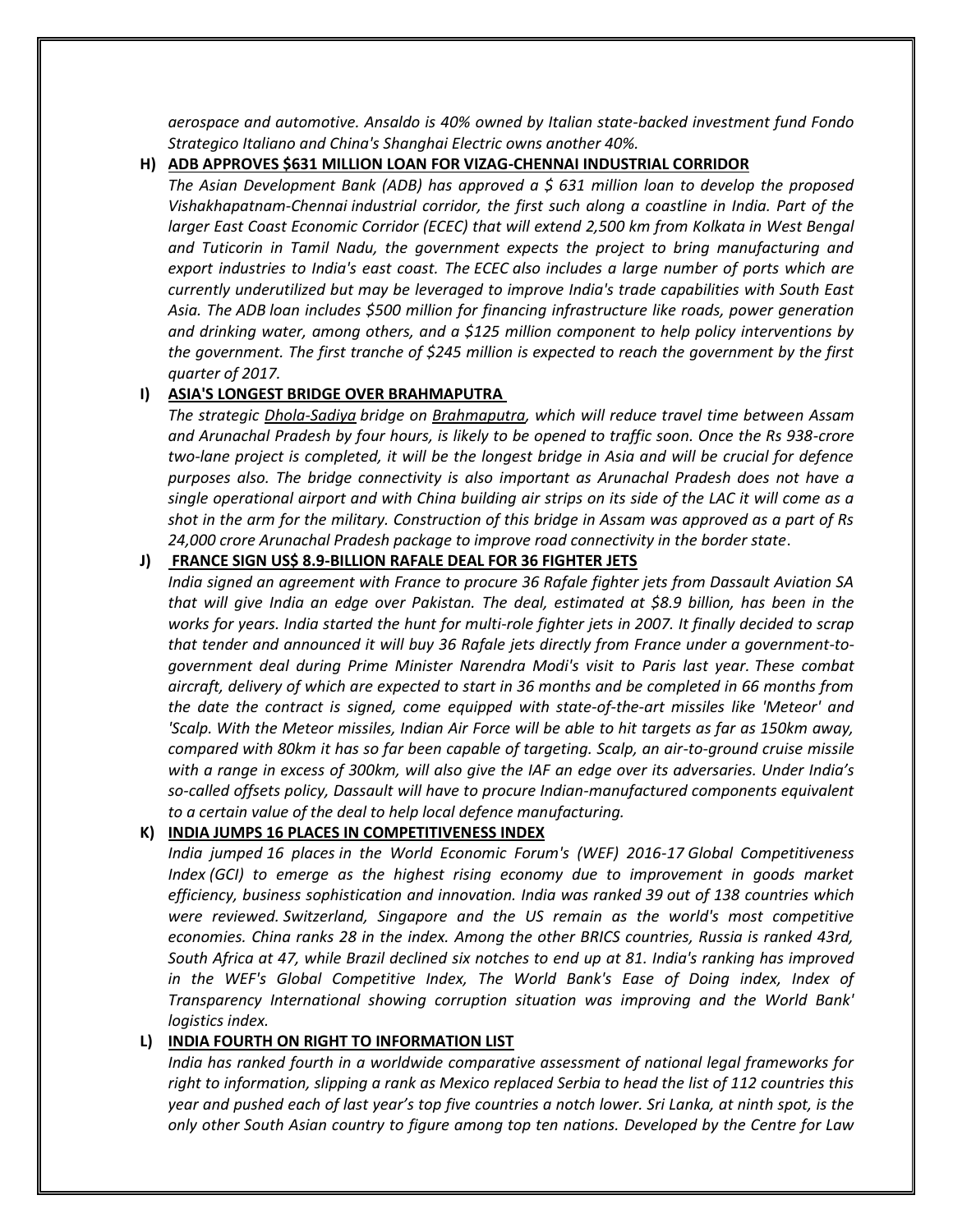*aerospace and automotive. Ansaldo is 40% owned by Italian state-backed investment fund Fondo Strategico Italiano and China's Shanghai Electric owns another 40%.*

**H) ADB APPROVES $631 MILLION LOAN FOR VIZAG-CHENNAI INDUSTRIAL CORRIDOR**

*The Asian Development Bank (ADB) has approved a $ 631 million loan to develop the proposed Vishakhapatnam-Chennai industrial corridor, the first such along a coastline in India. Part of the larger East Coast Economic Corridor (ECEC) that will extend 2,500 km from Kolkata in West Bengal and Tuticorin in Tamil Nadu, the government expects the project to bring manufacturing and export industries to India's east coast. The ECEC also includes a large number of ports which are currently underutilized but may be leveraged to improve India's trade capabilities with South East Asia. The ADB loan includes $500 million for financing infrastructure like roads, power generation and drinking water, among others, and a $125 million component to help policy interventions by the government. The first tranche of $245 million is expected to reach the government by the first quarter of 2017.*

**I) ASIA'S LONGEST BRIDGE OVER BRAHMAPUTRA**

*The strategic Dhola-Sadiya bridge on Brahmaputra, which will reduce travel time between Assam and Arunachal Pradesh by four hours, is likely to be opened to traffic soon. Once the Rs 938-crore two-lane project is completed, it will be the longest bridge in Asia and will be crucial for defence purposes also. The bridge connectivity is also important as Arunachal Pradesh does not have a single operational airport and with China building air strips on its side of the LAC it will come as a shot in the arm for the military. Construction of this bridge in Assam was approved as a part of Rs 24,000 crore Arunachal Pradesh package to improve road connectivity in the border state.*

**J) FRANCE SIGN US$ 8.9-BILLION RAFALE DEAL FOR 36 FIGHTER JETS**

*India signed an agreement with France to procure 36 Rafale fighter jets from Dassault Aviation SA that will give India an edge over Pakistan. The deal, estimated at $8.9 billion, has been in the works for years. India started the hunt for multi-role fighter jets in 2007. It finally decided to scrap that tender and announced it will buy 36 Rafale jets directly from France under a government-to-government deal during Prime Minister Narendra Modi's visit to Paris last year. These combat aircraft, delivery of which are expected to start in 36 months and be completed in 66 months from the date the contract is signed, come equipped with state-of-the-art missiles like 'Meteor' and 'Scalp. With the Meteor missiles, Indian Air Force will be able to hit targets as far as 150km away, compared with 80km it has so far been capable of targeting. Scalp, an air-to-ground cruise missile with a range in excess of 300km, will also give the IAF an edge over its adversaries. Under India's so-called offsets policy, Dassault will have to procure Indian-manufactured components equivalent to a certain value of the deal to help local defence manufacturing.*

**K) INDIA JUMPS 16 PLACES IN COMPETITIVENESS INDEX**

*India jumped 16 places in the World Economic Forum's (WEF) 2016-17 Global Competitiveness Index (GCI) to emerge as the highest rising economy due to improvement in goods market efficiency, business sophistication and innovation. India was ranked 39 out of 138 countries which were reviewed. Switzerland, Singapore and the US remain as the world's most competitive economies. China ranks 28 in the index. Among the other BRICS countries, Russia is ranked 43rd, South Africa at 47, while Brazil declined six notches to end up at 81. India's ranking has improved in the WEF's Global Competitive Index, The World Bank's Ease of Doing index, Index of Transparency International showing corruption situation was improving and the World Bank' logistics index.*

**L) INDIA FOURTH ON RIGHT TO INFORMATION LIST**

*India has ranked fourth in a worldwide comparative assessment of national legal frameworks for right to information, slipping a rank as Mexico replaced Serbia to head the list of 112 countries this year and pushed each of last year's top five countries a notch lower. Sri Lanka, at ninth spot, is the only other South Asian country to figure among top ten nations. Developed by the Centre for Law*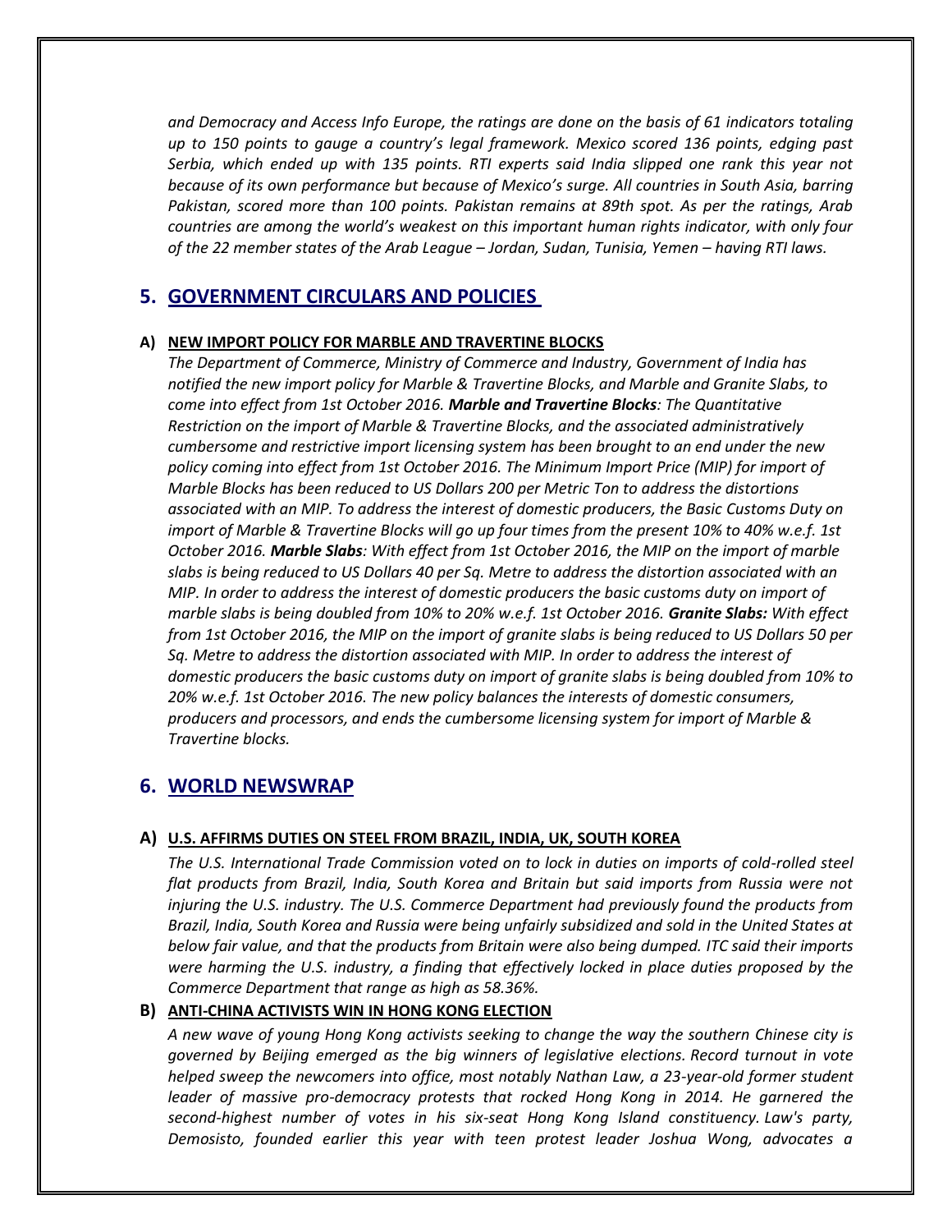*and Democracy and Access Info Europe, the ratings are done on the basis of 61 indicators totaling up to 150 points to gauge a country's legal framework. Mexico scored 136 points, edging past Serbia, which ended up with 135 points. RTI experts said India slipped one rank this year not because of its own performance but because of Mexico's surge. All countries in South Asia, barring Pakistan, scored more than 100 points. Pakistan remains at 89th spot. As per the ratings, Arab countries are among the world's weakest on this important human rights indicator, with only four of the 22 member states of the Arab League – Jordan, Sudan, Tunisia, Yemen – having RTI laws.*

## 5. GOVERNMENT CIRCULARS AND POLICIES

### A) NEW IMPORT POLICY FOR MARBLE AND TRAVERTINE BLOCKS

*The Department of Commerce, Ministry of Commerce and Industry, Government of India has notified the new import policy for Marble & Travertine Blocks, and Marble and Granite Slabs, to come into effect from 1st October 2016.* ***Marble and Travertine Blocks****: The Quantitative Restriction on the import of Marble & Travertine Blocks, and the associated administratively cumbersome and restrictive import licensing system has been brought to an end under the new policy coming into effect from 1st October 2016. The Minimum Import Price (MIP) for import of Marble Blocks has been reduced to US Dollars 200 per Metric Ton to address the distortions associated with an MIP. To address the interest of domestic producers, the Basic Customs Duty on import of Marble & Travertine Blocks will go up four times from the present 10% to 40% w.e.f. 1st October 2016.* ***Marble Slabs****: With effect from 1st October 2016, the MIP on the import of marble slabs is being reduced to US Dollars 40 per Sq. Metre to address the distortion associated with an MIP. In order to address the interest of domestic producers the basic customs duty on import of marble slabs is being doubled from 10% to 20% w.e.f. 1st October 2016.* ***Granite Slabs:*** *With effect from 1st October 2016, the MIP on the import of granite slabs is being reduced to US Dollars 50 per Sq. Metre to address the distortion associated with MIP. In order to address the interest of domestic producers the basic customs duty on import of granite slabs is being doubled from 10% to 20% w.e.f. 1st October 2016. The new policy balances the interests of domestic consumers, producers and processors, and ends the cumbersome licensing system for import of Marble & Travertine blocks.*

## 6. WORLD NEWSWRAP

### A) U.S. AFFIRMS DUTIES ON STEEL FROM BRAZIL, INDIA, UK, SOUTH KOREA

*The U.S. International Trade Commission voted on to lock in duties on imports of cold-rolled steel flat products from Brazil, India, South Korea and Britain but said imports from Russia were not injuring the U.S. industry. The U.S. Commerce Department had previously found the products from Brazil, India, South Korea and Russia were being unfairly subsidized and sold in the United States at below fair value, and that the products from Britain were also being dumped. ITC said their imports were harming the U.S. industry, a finding that effectively locked in place duties proposed by the Commerce Department that range as high as 58.36%.*

### B) ANTI-CHINA ACTIVISTS WIN IN HONG KONG ELECTION

*A new wave of young Hong Kong activists seeking to change the way the southern Chinese city is governed by Beijing emerged as the big winners of legislative elections. Record turnout in vote helped sweep the newcomers into office, most notably Nathan Law, a 23-year-old former student leader of massive pro-democracy protests that rocked Hong Kong in 2014. He garnered the second-highest number of votes in his six-seat Hong Kong Island constituency. Law's party, Demosisto, founded earlier this year with teen protest leader Joshua Wong, advocates a*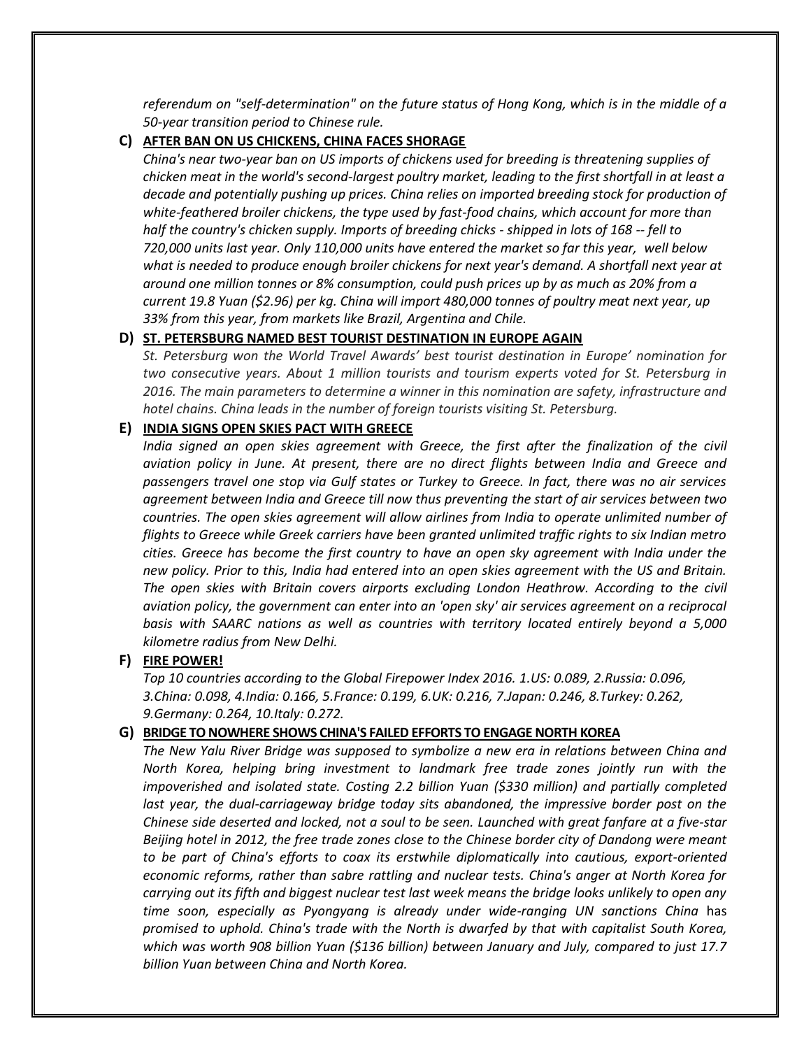*referendum on "self-determination" on the future status of Hong Kong, which is in the middle of a 50-year transition period to Chinese rule.*

**C) AFTER BAN ON US CHICKENS, CHINA FACES SHORAGE**

*China's near two-year ban on US imports of chickens used for breeding is threatening supplies of chicken meat in the world's second-largest poultry market, leading to the first shortfall in at least a decade and potentially pushing up prices. China relies on imported breeding stock for production of white-feathered broiler chickens, the type used by fast-food chains, which account for more than half the country's chicken supply. Imports of breeding chicks - shipped in lots of 168 -- fell to 720,000 units last year. Only 110,000 units have entered the market so far this year, well below what is needed to produce enough broiler chickens for next year's demand. A shortfall next year at around one million tonnes or 8% consumption, could push prices up by as much as 20% from a current 19.8 Yuan ($2.96) per kg. China will import 480,000 tonnes of poultry meat next year, up 33% from this year, from markets like Brazil, Argentina and Chile.*

**D) ST. PETERSBURG NAMED BEST TOURIST DESTINATION IN EUROPE AGAIN**

*St. Petersburg won the World Travel Awards' best tourist destination in Europe' nomination for two consecutive years. About 1 million tourists and tourism experts voted for St. Petersburg in 2016. The main parameters to determine a winner in this nomination are safety, infrastructure and hotel chains. China leads in the number of foreign tourists visiting St. Petersburg.*

**E) INDIA SIGNS OPEN SKIES PACT WITH GREECE**

*India signed an open skies agreement with Greece, the first after the finalization of the civil aviation policy in June. At present, there are no direct flights between India and Greece and passengers travel one stop via Gulf states or Turkey to Greece. In fact, there was no air services agreement between India and Greece till now thus preventing the start of air services between two countries. The open skies agreement will allow airlines from India to operate unlimited number of flights to Greece while Greek carriers have been granted unlimited traffic rights to six Indian metro cities. Greece has become the first country to have an open sky agreement with India under the new policy. Prior to this, India had entered into an open skies agreement with the US and Britain. The open skies with Britain covers airports excluding London Heathrow. According to the civil aviation policy, the government can enter into an 'open sky' air services agreement on a reciprocal basis with SAARC nations as well as countries with territory located entirely beyond a 5,000 kilometre radius from New Delhi.*

**F) FIRE POWER!**

*Top 10 countries according to the Global Firepower Index 2016. 1.US: 0.089, 2.Russia: 0.096, 3.China: 0.098, 4.India: 0.166, 5.France: 0.199, 6.UK: 0.216, 7.Japan: 0.246, 8.Turkey: 0.262, 9.Germany: 0.264, 10.Italy: 0.272.*

**G) BRIDGE TO NOWHERE SHOWS CHINA'S FAILED EFFORTS TO ENGAGE NORTH KOREA**

*The New Yalu River Bridge was supposed to symbolize a new era in relations between China and North Korea, helping bring investment to landmark free trade zones jointly run with the impoverished and isolated state. Costing 2.2 billion Yuan ($330 million) and partially completed last year, the dual-carriageway bridge today sits abandoned, the impressive border post on the Chinese side deserted and locked, not a soul to be seen. Launched with great fanfare at a five-star Beijing hotel in 2012, the free trade zones close to the Chinese border city of Dandong were meant to be part of China's efforts to coax its erstwhile diplomatically into cautious, export-oriented economic reforms, rather than sabre rattling and nuclear tests. China's anger at North Korea for carrying out its fifth and biggest nuclear test last week means the bridge looks unlikely to open any time soon, especially as Pyongyang is already under wide-ranging UN sanctions China* has *promised to uphold. China's trade with the North is dwarfed by that with capitalist South Korea, which was worth 908 billion Yuan ($136 billion) between January and July, compared to just 17.7 billion Yuan between China and North Korea.*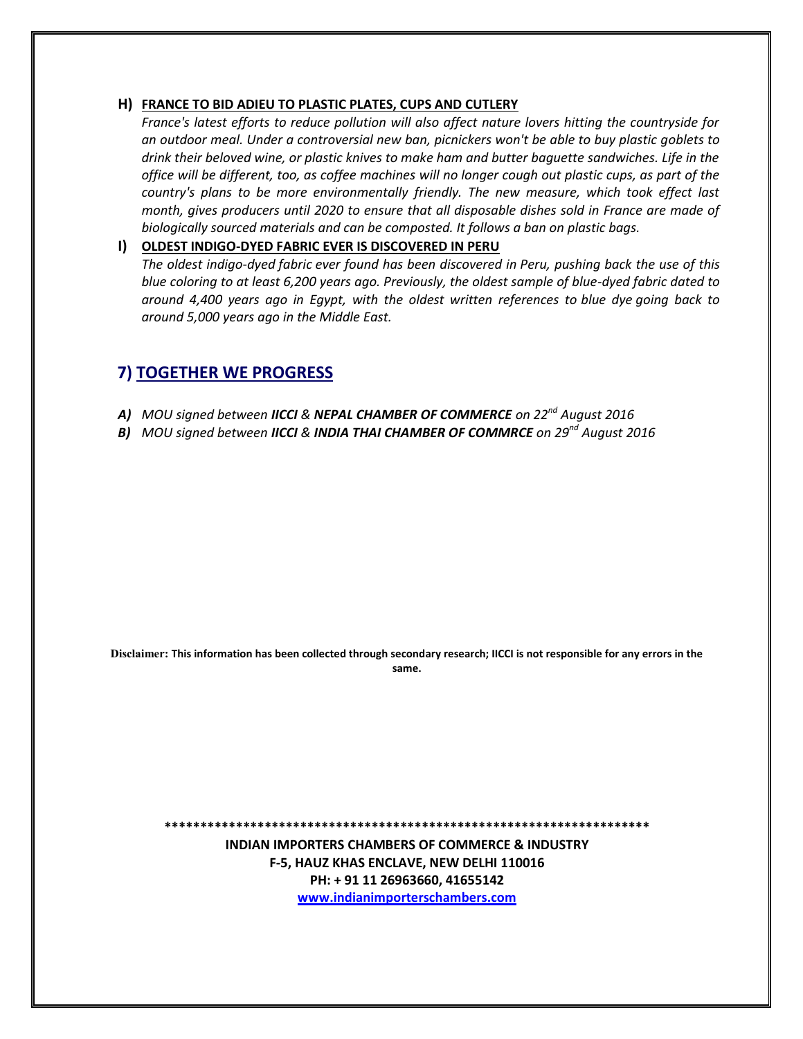**H) FRANCE TO BID ADIEU TO PLASTIC PLATES, CUPS AND CUTLERY**

*France's latest efforts to reduce pollution will also affect nature lovers hitting the countryside for an outdoor meal. Under a controversial new ban, picnickers won't be able to buy plastic goblets to drink their beloved wine, or plastic knives to make ham and butter baguette sandwiches. Life in the office will be different, too, as coffee machines will no longer cough out plastic cups, as part of the country's plans to be more environmentally friendly. The new measure, which took effect last month, gives producers until 2020 to ensure that all disposable dishes sold in France are made of biologically sourced materials and can be composted. It follows a ban on plastic bags.*

**I) OLDEST INDIGO-DYED FABRIC EVER IS DISCOVERED IN PERU**

*The oldest indigo-dyed fabric ever found has been discovered in Peru, pushing back the use of this blue coloring to at least 6,200 years ago. Previously, the oldest sample of blue-dyed fabric dated to around 4,400 years ago in Egypt, with the oldest written references to blue dye going back to around 5,000 years ago in the Middle East.*

## 7) TOGETHER WE PROGRESS

***A)*** *MOU signed between **IICCI** & **NEPAL CHAMBER OF COMMERCE** on 22nd August 2016*

***B)*** *MOU signed between **IICCI** & **INDIA THAI CHAMBER OF COMMRCE** on 29nd August 2016*

**Disclaimer: This information has been collected through secondary research; IICCI is not responsible for any errors in the same.**

**INDIAN IMPORTERS CHAMBERS OF COMMERCE & INDUSTRY**
**F-5, HAUZ KHAS ENCLAVE, NEW DELHI 110016**
**PH: + 91 11 26963660, 41655142**
**www.indianimporterschambers.com**